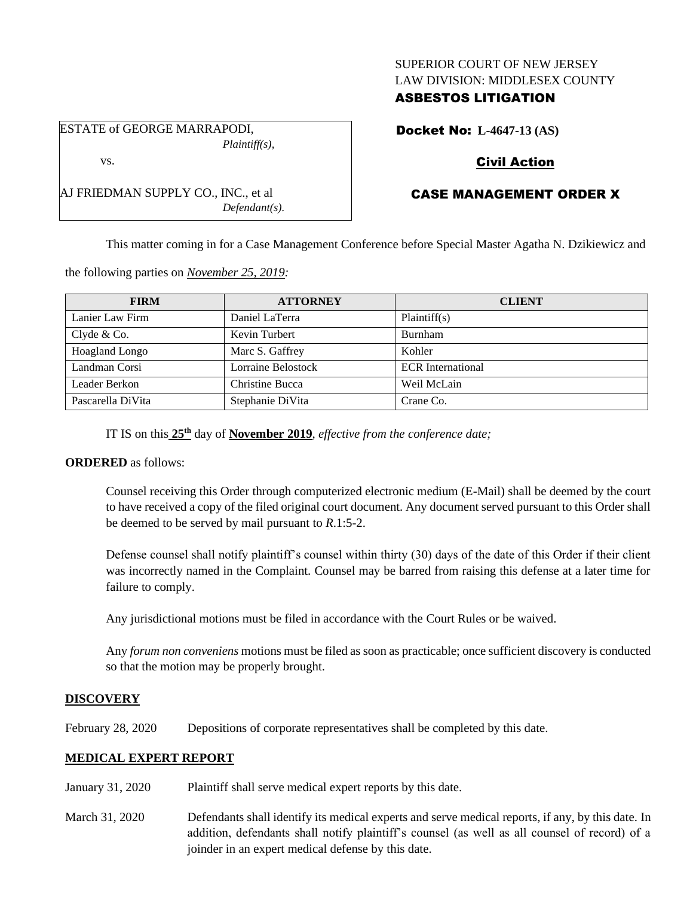SUPERIOR COURT OF NEW JERSEY
LAW DIVISION: MIDDLESEX COUNTY
**ASBESTOS LITIGATION**

ESTATE of GEORGE MARRAPODI,
*Plaintiff(s),*

vs.

AJ FRIEDMAN SUPPLY CO., INC., et al
*Defendant(s).*

**Docket No: L-4647-13 (AS)**

**Civil Action**

**CASE MANAGEMENT ORDER X**

This matter coming in for a Case Management Conference before Special Master Agatha N. Dzikiewicz and the following parties on *November 25, 2019:*

| FIRM | ATTORNEY | CLIENT |
|---|---|---|
| Lanier Law Firm | Daniel LaTerra | Plaintiff(s) |
| Clyde & Co. | Kevin Turbert | Burnham |
| Hoagland Longo | Marc S. Gaffrey | Kohler |
| Landman Corsi | Lorraine Belostock | ECR International |
| Leader Berkon | Christine Bucca | Weil McLain |
| Pascarella DiVita | Stephanie DiVita | Crane Co. |

IT IS on this **25th** day of **November 2019**, *effective from the conference date;*

**ORDERED** as follows:

Counsel receiving this Order through computerized electronic medium (E-Mail) shall be deemed by the court to have received a copy of the filed original court document. Any document served pursuant to this Order shall be deemed to be served by mail pursuant to *R*.1:5-2.

Defense counsel shall notify plaintiff's counsel within thirty (30) days of the date of this Order if their client was incorrectly named in the Complaint. Counsel may be barred from raising this defense at a later time for failure to comply.

Any jurisdictional motions must be filed in accordance with the Court Rules or be waived.

Any *forum non conveniens* motions must be filed as soon as practicable; once sufficient discovery is conducted so that the motion may be properly brought.

**DISCOVERY**

February 28, 2020 Depositions of corporate representatives shall be completed by this date.

**MEDICAL EXPERT REPORT**

January 31, 2020 Plaintiff shall serve medical expert reports by this date.

March 31, 2020 Defendants shall identify its medical experts and serve medical reports, if any, by this date. In addition, defendants shall notify plaintiff's counsel (as well as all counsel of record) of a joinder in an expert medical defense by this date.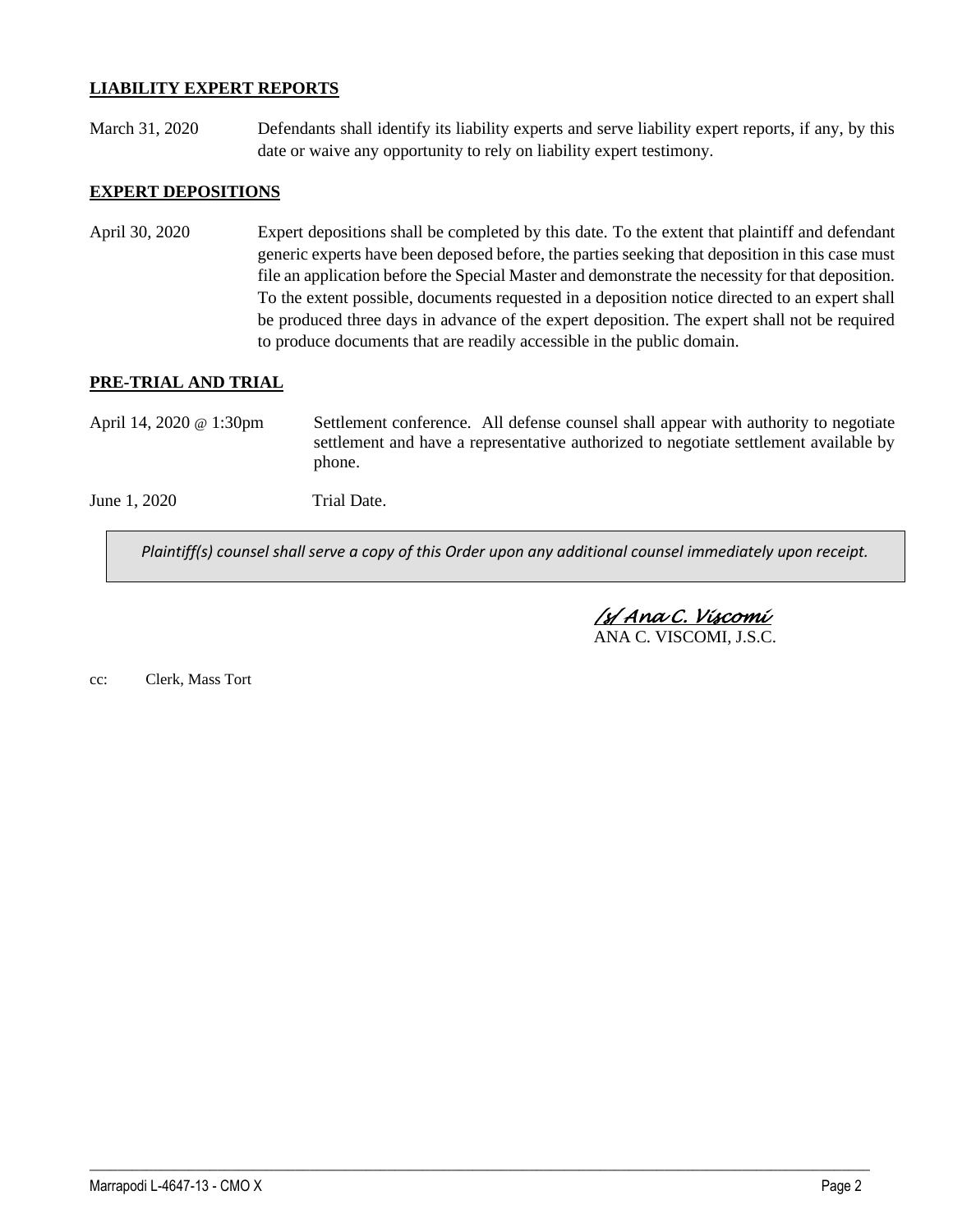**LIABILITY EXPERT REPORTS**

March 31, 2020 Defendants shall identify its liability experts and serve liability expert reports, if any, by this date or waive any opportunity to rely on liability expert testimony.

**EXPERT DEPOSITIONS**

April 30, 2020 Expert depositions shall be completed by this date. To the extent that plaintiff and defendant generic experts have been deposed before, the parties seeking that deposition in this case must file an application before the Special Master and demonstrate the necessity for that deposition. To the extent possible, documents requested in a deposition notice directed to an expert shall be produced three days in advance of the expert deposition. The expert shall not be required to produce documents that are readily accessible in the public domain.

**PRE-TRIAL AND TRIAL**

April 14, 2020 @ 1:30pm Settlement conference. All defense counsel shall appear with authority to negotiate settlement and have a representative authorized to negotiate settlement available by phone.

June 1, 2020 Trial Date.

*Plaintiff(s) counsel shall serve a copy of this Order upon any additional counsel immediately upon receipt.*

*/s/ Ana C. Viscomi*
ANA C. VISCOMI, J.S.C.

cc: Clerk, Mass Tort